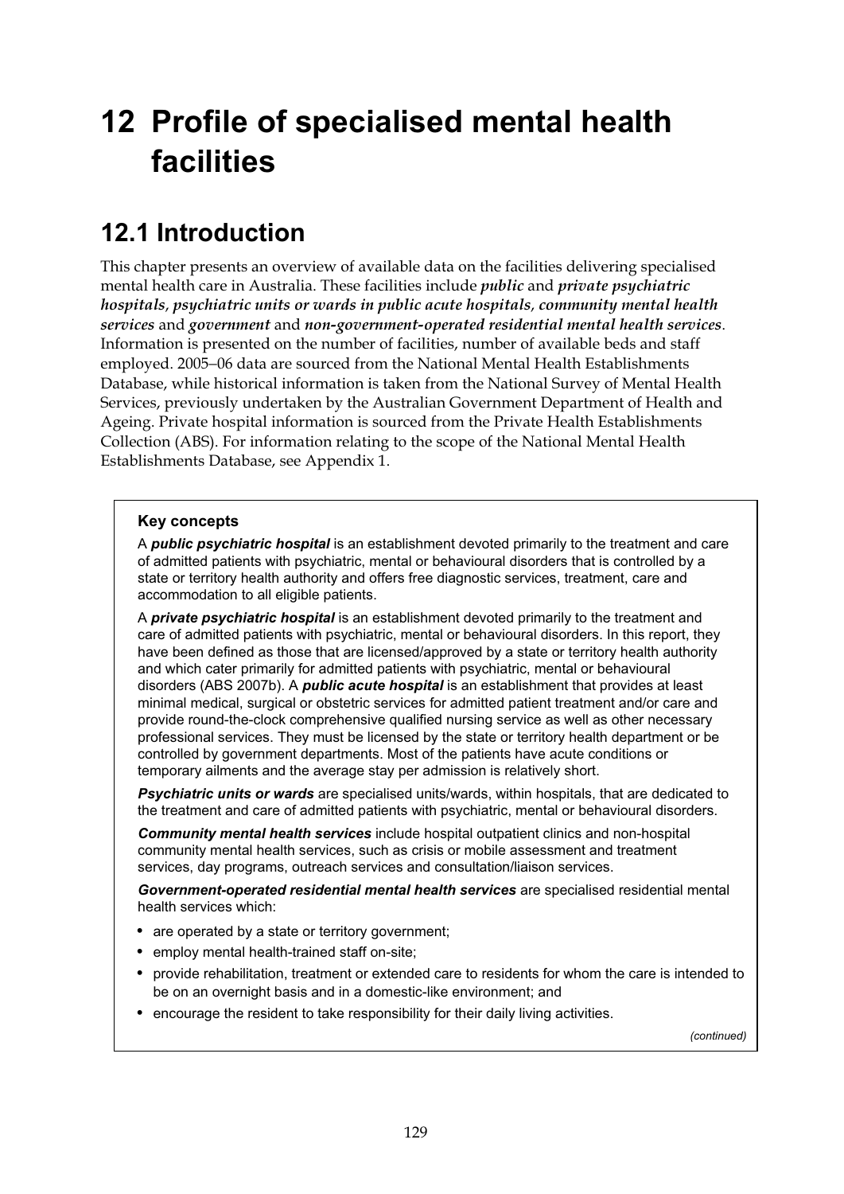# 12 Profile of specialised mental health facilities

## 12.1 Introduction

This chapter presents an overview of available data on the facilities delivering specialised mental health care in Australia. These facilities include ***public*** and ***private psychiatric hospitals***, ***psychiatric units or wards in public acute hospitals***, ***community mental health services*** and ***government*** and ***non-government-operated residential mental health services***. Information is presented on the number of facilities, number of available beds and staff employed. 2005–06 data are sourced from the National Mental Health Establishments Database, while historical information is taken from the National Survey of Mental Health Services, previously undertaken by the Australian Government Department of Health and Ageing. Private hospital information is sourced from the Private Health Establishments Collection (ABS). For information relating to the scope of the National Mental Health Establishments Database, see Appendix 1.

> **Key concepts**
>
> A ***public psychiatric hospital*** is an establishment devoted primarily to the treatment and care of admitted patients with psychiatric, mental or behavioural disorders that is controlled by a state or territory health authority and offers free diagnostic services, treatment, care and accommodation to all eligible patients.
>
> A ***private psychiatric hospital*** is an establishment devoted primarily to the treatment and care of admitted patients with psychiatric, mental or behavioural disorders. In this report, they have been defined as those that are licensed/approved by a state or territory health authority and which cater primarily for admitted patients with psychiatric, mental or behavioural disorders (ABS 2007b). A ***public acute hospital*** is an establishment that provides at least minimal medical, surgical or obstetric services for admitted patient treatment and/or care and provide round-the-clock comprehensive qualified nursing service as well as other necessary professional services. They must be licensed by the state or territory health department or be controlled by government departments. Most of the patients have acute conditions or temporary ailments and the average stay per admission is relatively short.
>
> ***Psychiatric units or wards*** are specialised units/wards, within hospitals, that are dedicated to the treatment and care of admitted patients with psychiatric, mental or behavioural disorders.
>
> ***Community mental health services*** include hospital outpatient clinics and non-hospital community mental health services, such as crisis or mobile assessment and treatment services, day programs, outreach services and consultation/liaison services.
>
> ***Government-operated residential mental health services*** are specialised residential mental health services which:
>
> - are operated by a state or territory government;
> - employ mental health-trained staff on-site;
> - provide rehabilitation, treatment or extended care to residents for whom the care is intended to be on an overnight basis and in a domestic-like environment; and
> - encourage the resident to take responsibility for their daily living activities.
>
> *(continued)*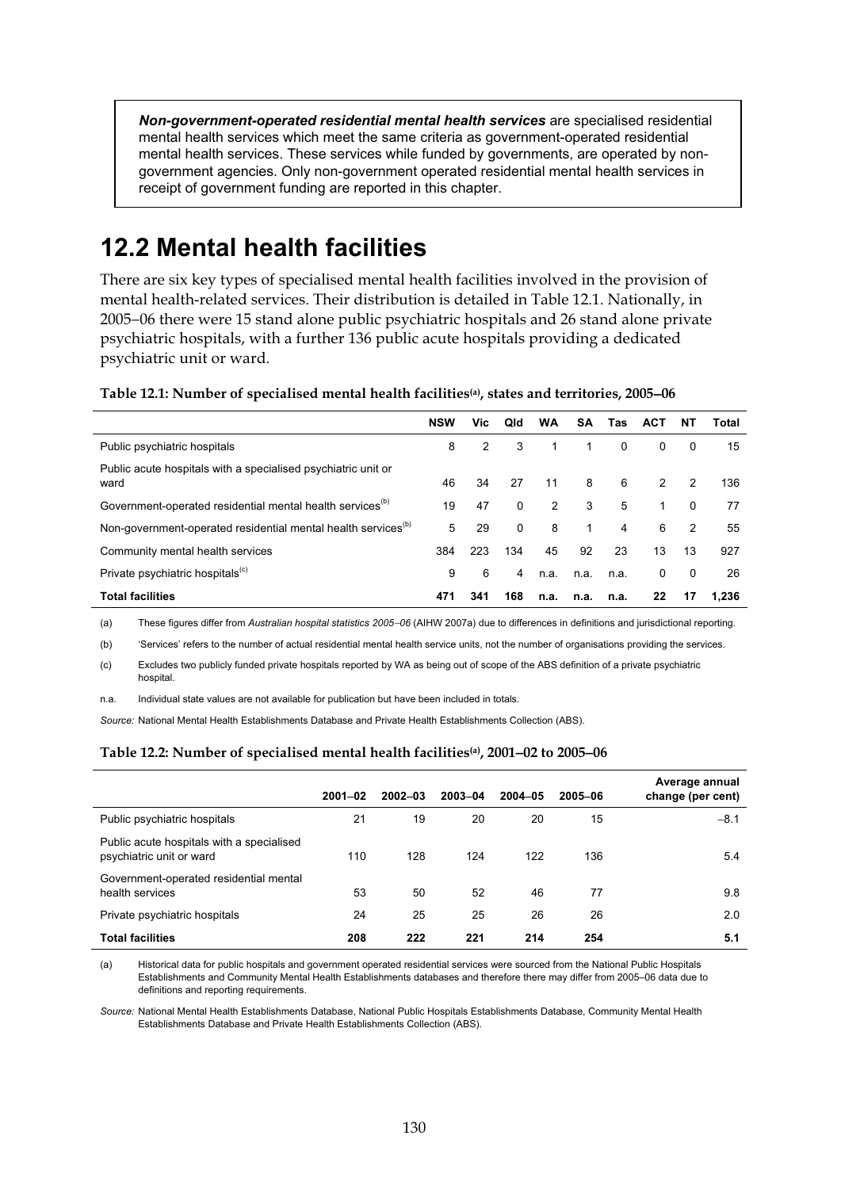***Non-government-operated residential mental health services*** are specialised residential mental health services which meet the same criteria as government-operated residential mental health services. These services while funded by governments, are operated by non-government agencies. Only non-government operated residential mental health services in receipt of government funding are reported in this chapter.

# 12.2 Mental health facilities

There are six key types of specialised mental health facilities involved in the provision of mental health-related services. Their distribution is detailed in Table 12.1. Nationally, in 2005–06 there were 15 stand alone public psychiatric hospitals and 26 stand alone private psychiatric hospitals, with a further 136 public acute hospitals providing a dedicated psychiatric unit or ward.

**Table 12.1: Number of specialised mental health facilities[(a)], states and territories, 2005–06**

| | NSW | Vic | Qld | WA | SA | Tas | ACT | NT | Total |
|---|---|---|---|---|---|---|---|---|---|
| Public psychiatric hospitals | 8 | 2 | 3 | 1 | 1 | 0 | 0 | 0 | 15 |
| Public acute hospitals with a specialised psychiatric unit or ward | 46 | 34 | 27 | 11 | 8 | 6 | 2 | 2 | 136 |
| Government-operated residential mental health services[(b)] | 19 | 47 | 0 | 2 | 3 | 5 | 1 | 0 | 77 |
| Non-government-operated residential mental health services[(b)] | 5 | 29 | 0 | 8 | 1 | 4 | 6 | 2 | 55 |
| Community mental health services | 384 | 223 | 134 | 45 | 92 | 23 | 13 | 13 | 927 |
| Private psychiatric hospitals[(c)] | 9 | 6 | 4 | n.a. | n.a. | n.a. | 0 | 0 | 26 |
| **Total facilities** | **471** | **341** | **168** | **n.a.** | **n.a.** | **n.a.** | **22** | **17** | **1,236** |

(a) These figures differ from *Australian hospital statistics 2005–06* (AIHW 2007a) due to differences in definitions and jurisdictional reporting.

(b) 'Services' refers to the number of actual residential mental health service units, not the number of organisations providing the services.

(c) Excludes two publicly funded private hospitals reported by WA as being out of scope of the ABS definition of a private psychiatric hospital.

n.a. Individual state values are not available for publication but have been included in totals.

*Source:* National Mental Health Establishments Database and Private Health Establishments Collection (ABS).

**Table 12.2: Number of specialised mental health facilities[(a)], 2001–02 to 2005–06**

| | 2001–02 | 2002–03 | 2003–04 | 2004–05 | 2005–06 | Average annual change (per cent) |
|---|---|---|---|---|---|---|
| Public psychiatric hospitals | 21 | 19 | 20 | 20 | 15 | –8.1 |
| Public acute hospitals with a specialised psychiatric unit or ward | 110 | 128 | 124 | 122 | 136 | 5.4 |
| Government-operated residential mental health services | 53 | 50 | 52 | 46 | 77 | 9.8 |
| Private psychiatric hospitals | 24 | 25 | 25 | 26 | 26 | 2.0 |
| **Total facilities** | **208** | **222** | **221** | **214** | **254** | **5.1** |

(a) Historical data for public hospitals and government operated residential services were sourced from the National Public Hospitals Establishments and Community Mental Health Establishments databases and therefore there may differ from 2005–06 data due to definitions and reporting requirements.

*Source:* National Mental Health Establishments Database, National Public Hospitals Establishments Database, Community Mental Health Establishments Database and Private Health Establishments Collection (ABS).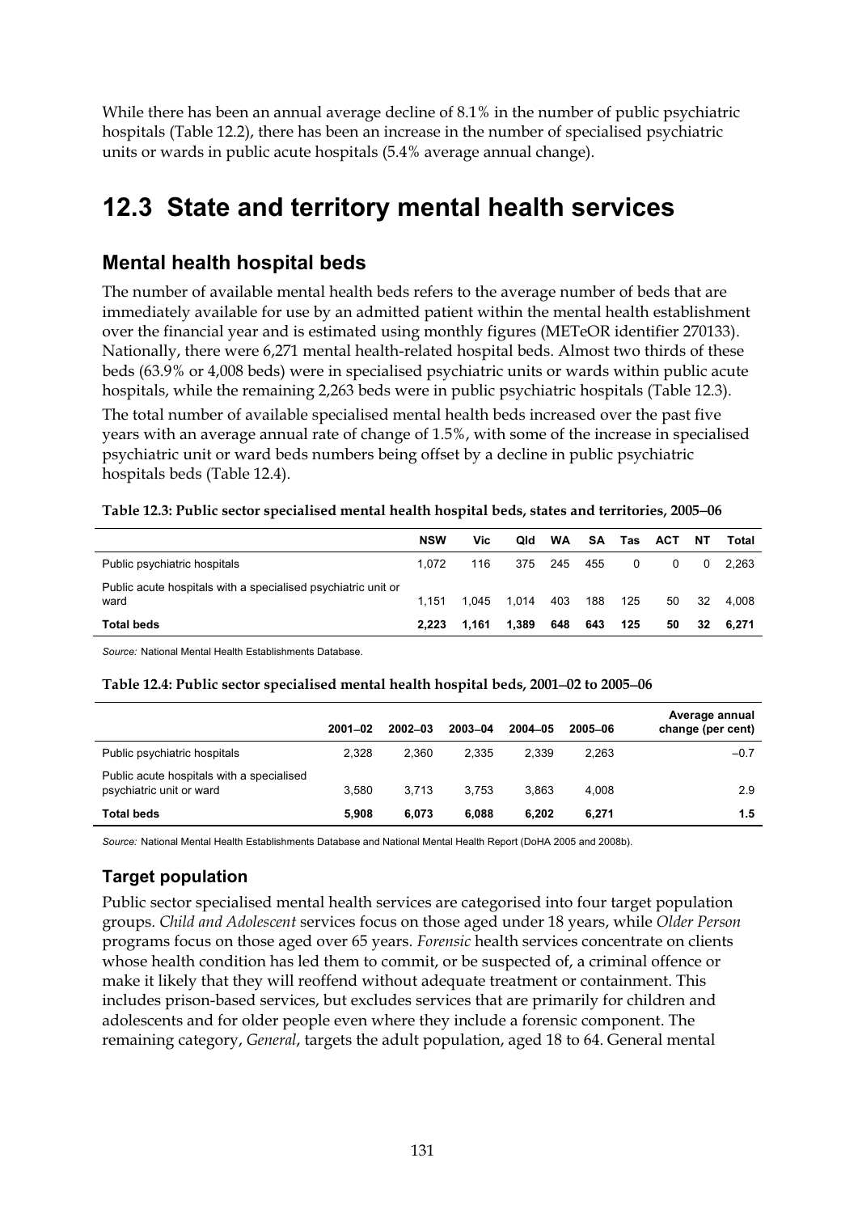While there has been an annual average decline of 8.1% in the number of public psychiatric hospitals (Table 12.2), there has been an increase in the number of specialised psychiatric units or wards in public acute hospitals (5.4% average annual change).

# 12.3 State and territory mental health services

## Mental health hospital beds

The number of available mental health beds refers to the average number of beds that are immediately available for use by an admitted patient within the mental health establishment over the financial year and is estimated using monthly figures (METeOR identifier 270133). Nationally, there were 6,271 mental health-related hospital beds. Almost two thirds of these beds (63.9% or 4,008 beds) were in specialised psychiatric units or wards within public acute hospitals, while the remaining 2,263 beds were in public psychiatric hospitals (Table 12.3).

The total number of available specialised mental health beds increased over the past five years with an average annual rate of change of 1.5%, with some of the increase in specialised psychiatric unit or ward beds numbers being offset by a decline in public psychiatric hospitals beds (Table 12.4).

**Table 12.3: Public sector specialised mental health hospital beds, states and territories, 2005–06**

| | NSW | Vic | Qld | WA | SA | Tas | ACT | NT | Total |
|---|---|---|---|---|---|---|---|---|---|
| Public psychiatric hospitals | 1,072 | 116 | 375 | 245 | 455 | 0 | 0 | 0 | 2,263 |
| Public acute hospitals with a specialised psychiatric unit or ward | 1,151 | 1,045 | 1,014 | 403 | 188 | 125 | 50 | 32 | 4,008 |
| **Total beds** | **2,223** | **1,161** | **1,389** | **648** | **643** | **125** | **50** | **32** | **6,271** |

*Source:* National Mental Health Establishments Database.

**Table 12.4: Public sector specialised mental health hospital beds, 2001–02 to 2005–06**

| | 2001–02 | 2002–03 | 2003–04 | 2004–05 | 2005–06 | Average annual change (per cent) |
|---|---|---|---|---|---|---|
| Public psychiatric hospitals | 2,328 | 2,360 | 2,335 | 2,339 | 2,263 | –0.7 |
| Public acute hospitals with a specialised psychiatric unit or ward | 3,580 | 3,713 | 3,753 | 3,863 | 4,008 | 2.9 |
| **Total beds** | **5,908** | **6,073** | **6,088** | **6,202** | **6,271** | **1.5** |

*Source:* National Mental Health Establishments Database and National Mental Health Report (DoHA 2005 and 2008b).

### Target population

Public sector specialised mental health services are categorised into four target population groups. *Child and Adolescent* services focus on those aged under 18 years, while *Older Person* programs focus on those aged over 65 years. *Forensic* health services concentrate on clients whose health condition has led them to commit, or be suspected of, a criminal offence or make it likely that they will reoffend without adequate treatment or containment. This includes prison-based services, but excludes services that are primarily for children and adolescents and for older people even where they include a forensic component. The remaining category, *General*, targets the adult population, aged 18 to 64. General mental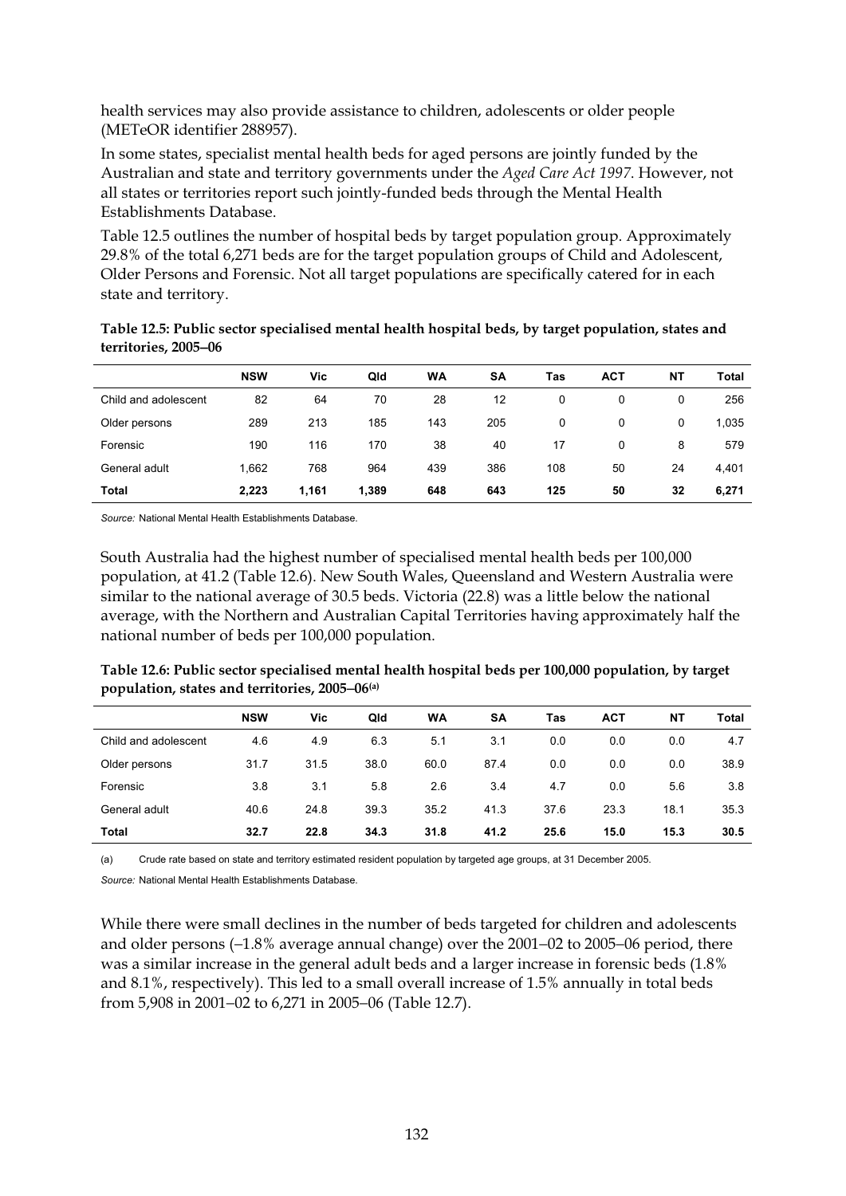health services may also provide assistance to children, adolescents or older people (METeOR identifier 288957).

In some states, specialist mental health beds for aged persons are jointly funded by the Australian and state and territory governments under the *Aged Care Act 1997*. However, not all states or territories report such jointly-funded beds through the Mental Health Establishments Database.

Table 12.5 outlines the number of hospital beds by target population group. Approximately 29.8% of the total 6,271 beds are for the target population groups of Child and Adolescent, Older Persons and Forensic. Not all target populations are specifically catered for in each state and territory.

**Table 12.5: Public sector specialised mental health hospital beds, by target population, states and territories, 2005–06**

| | NSW | Vic | Qld | WA | SA | Tas | ACT | NT | Total |
|---|---|---|---|---|---|---|---|---|---|
| Child and adolescent | 82 | 64 | 70 | 28 | 12 | 0 | 0 | 0 | 256 |
| Older persons | 289 | 213 | 185 | 143 | 205 | 0 | 0 | 0 | 1,035 |
| Forensic | 190 | 116 | 170 | 38 | 40 | 17 | 0 | 8 | 579 |
| General adult | 1,662 | 768 | 964 | 439 | 386 | 108 | 50 | 24 | 4,401 |
| **Total** | **2,223** | **1,161** | **1,389** | **648** | **643** | **125** | **50** | **32** | **6,271** |

*Source:* National Mental Health Establishments Database.

South Australia had the highest number of specialised mental health beds per 100,000 population, at 41.2 (Table 12.6). New South Wales, Queensland and Western Australia were similar to the national average of 30.5 beds. Victoria (22.8) was a little below the national average, with the Northern and Australian Capital Territories having approximately half the national number of beds per 100,000 population.

**Table 12.6: Public sector specialised mental health hospital beds per 100,000 population, by target population, states and territories, 2005–06[(a)]**

| | NSW | Vic | Qld | WA | SA | Tas | ACT | NT | Total |
|---|---|---|---|---|---|---|---|---|---|
| Child and adolescent | 4.6 | 4.9 | 6.3 | 5.1 | 3.1 | 0.0 | 0.0 | 0.0 | 4.7 |
| Older persons | 31.7 | 31.5 | 38.0 | 60.0 | 87.4 | 0.0 | 0.0 | 0.0 | 38.9 |
| Forensic | 3.8 | 3.1 | 5.8 | 2.6 | 3.4 | 4.7 | 0.0 | 5.6 | 3.8 |
| General adult | 40.6 | 24.8 | 39.3 | 35.2 | 41.3 | 37.6 | 23.3 | 18.1 | 35.3 |
| **Total** | **32.7** | **22.8** | **34.3** | **31.8** | **41.2** | **25.6** | **15.0** | **15.3** | **30.5** |

(a) Crude rate based on state and territory estimated resident population by targeted age groups, at 31 December 2005.

*Source:* National Mental Health Establishments Database.

While there were small declines in the number of beds targeted for children and adolescents and older persons (–1.8% average annual change) over the 2001–02 to 2005–06 period, there was a similar increase in the general adult beds and a larger increase in forensic beds (1.8% and 8.1%, respectively). This led to a small overall increase of 1.5% annually in total beds from 5,908 in 2001–02 to 6,271 in 2005–06 (Table 12.7).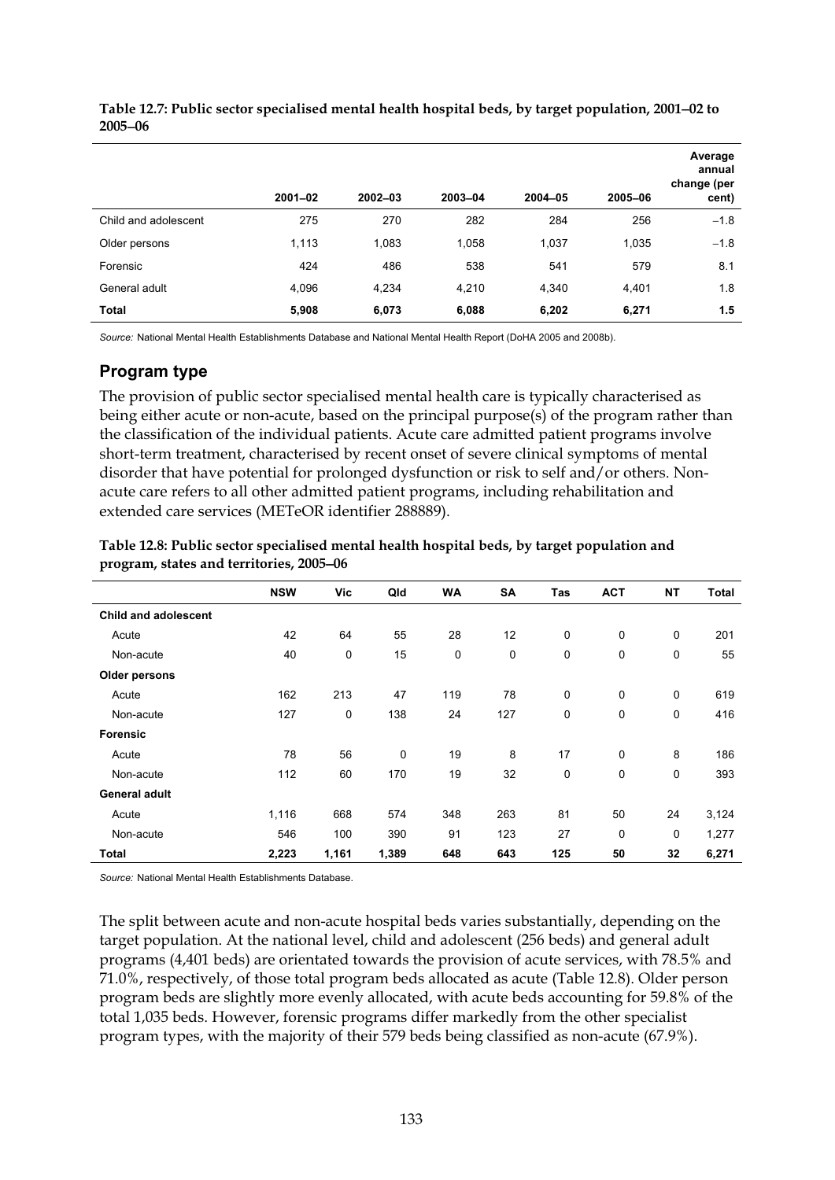**Table 12.7: Public sector specialised mental health hospital beds, by target population, 2001–02 to 2005–06**

| | 2001–02 | 2002–03 | 2003–04 | 2004–05 | 2005–06 | Average annual change (per cent) |
|---|---|---|---|---|---|---|
| Child and adolescent | 275 | 270 | 282 | 284 | 256 | −1.8 |
| Older persons | 1,113 | 1,083 | 1,058 | 1,037 | 1,035 | −1.8 |
| Forensic | 424 | 486 | 538 | 541 | 579 | 8.1 |
| General adult | 4,096 | 4,234 | 4,210 | 4,340 | 4,401 | 1.8 |
| **Total** | **5,908** | **6,073** | **6,088** | **6,202** | **6,271** | **1.5** |

*Source:* National Mental Health Establishments Database and National Mental Health Report (DoHA 2005 and 2008b).

## Program type

The provision of public sector specialised mental health care is typically characterised as being either acute or non-acute, based on the principal purpose(s) of the program rather than the classification of the individual patients. Acute care admitted patient programs involve short-term treatment, characterised by recent onset of severe clinical symptoms of mental disorder that have potential for prolonged dysfunction or risk to self and/or others. Non-acute care refers to all other admitted patient programs, including rehabilitation and extended care services (METeOR identifier 288889).

**Table 12.8: Public sector specialised mental health hospital beds, by target population and program, states and territories, 2005–06**

| | NSW | Vic | Qld | WA | SA | Tas | ACT | NT | Total |
|---|---|---|---|---|---|---|---|---|---|
| **Child and adolescent** | | | | | | | | | |
| Acute | 42 | 64 | 55 | 28 | 12 | 0 | 0 | 0 | 201 |
| Non-acute | 40 | 0 | 15 | 0 | 0 | 0 | 0 | 0 | 55 |
| **Older persons** | | | | | | | | | |
| Acute | 162 | 213 | 47 | 119 | 78 | 0 | 0 | 0 | 619 |
| Non-acute | 127 | 0 | 138 | 24 | 127 | 0 | 0 | 0 | 416 |
| **Forensic** | | | | | | | | | |
| Acute | 78 | 56 | 0 | 19 | 8 | 17 | 0 | 8 | 186 |
| Non-acute | 112 | 60 | 170 | 19 | 32 | 0 | 0 | 0 | 393 |
| **General adult** | | | | | | | | | |
| Acute | 1,116 | 668 | 574 | 348 | 263 | 81 | 50 | 24 | 3,124 |
| Non-acute | 546 | 100 | 390 | 91 | 123 | 27 | 0 | 0 | 1,277 |
| **Total** | **2,223** | **1,161** | **1,389** | **648** | **643** | **125** | **50** | **32** | **6,271** |

*Source:* National Mental Health Establishments Database.

The split between acute and non-acute hospital beds varies substantially, depending on the target population. At the national level, child and adolescent (256 beds) and general adult programs (4,401 beds) are orientated towards the provision of acute services, with 78.5% and 71.0%, respectively, of those total program beds allocated as acute (Table 12.8). Older person program beds are slightly more evenly allocated, with acute beds accounting for 59.8% of the total 1,035 beds. However, forensic programs differ markedly from the other specialist program types, with the majority of their 579 beds being classified as non-acute (67.9%).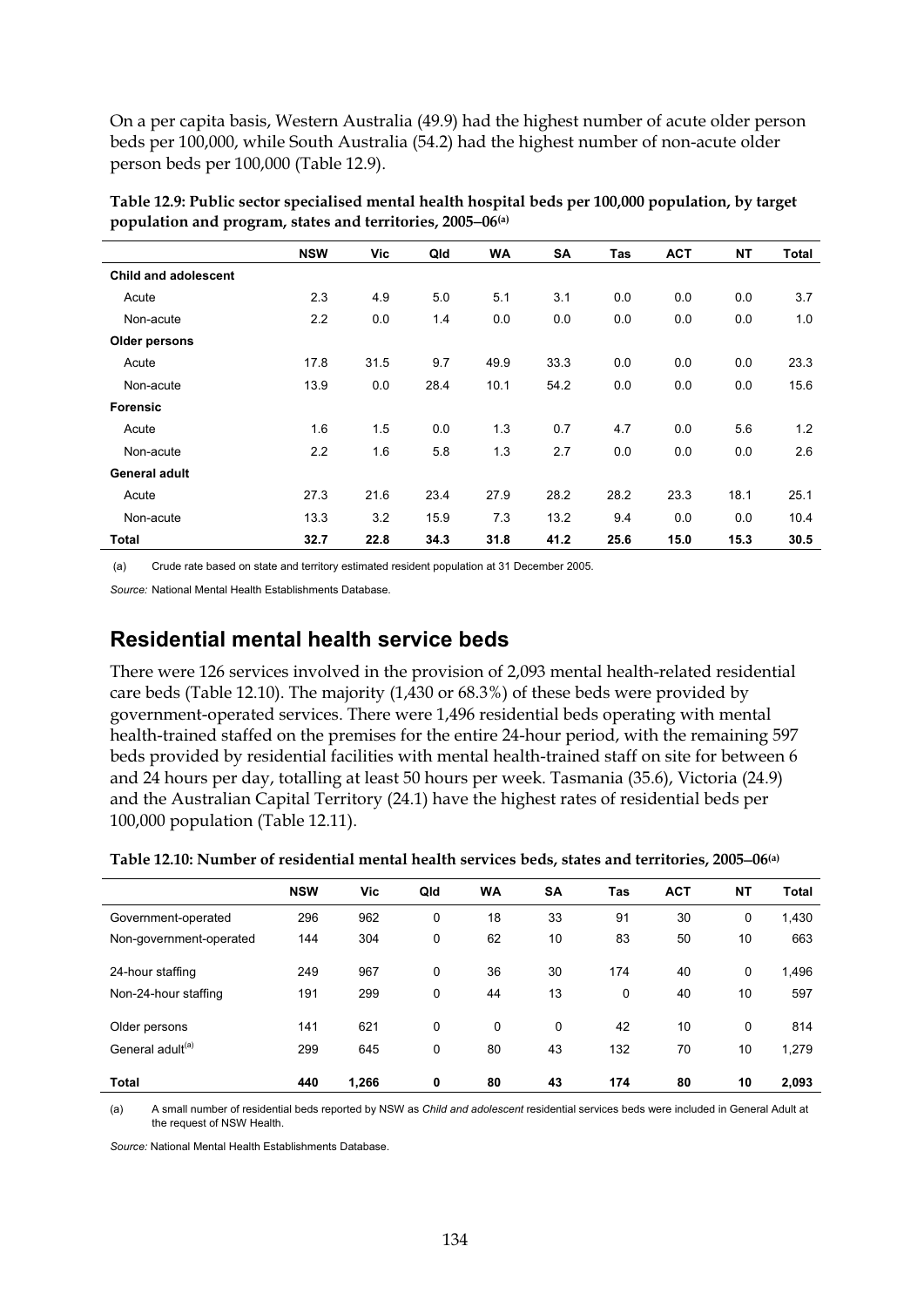On a per capita basis, Western Australia (49.9) had the highest number of acute older person beds per 100,000, while South Australia (54.2) had the highest number of non-acute older person beds per 100,000 (Table 12.9).

**Table 12.9: Public sector specialised mental health hospital beds per 100,000 population, by target population and program, states and territories, 2005–06[(a)]**

| | NSW | Vic | Qld | WA | SA | Tas | ACT | NT | Total |
|---|---|---|---|---|---|---|---|---|---|
| **Child and adolescent** | | | | | | | | | |
| Acute | 2.3 | 4.9 | 5.0 | 5.1 | 3.1 | 0.0 | 0.0 | 0.0 | 3.7 |
| Non-acute | 2.2 | 0.0 | 1.4 | 0.0 | 0.0 | 0.0 | 0.0 | 0.0 | 1.0 |
| **Older persons** | | | | | | | | | |
| Acute | 17.8 | 31.5 | 9.7 | 49.9 | 33.3 | 0.0 | 0.0 | 0.0 | 23.3 |
| Non-acute | 13.9 | 0.0 | 28.4 | 10.1 | 54.2 | 0.0 | 0.0 | 0.0 | 15.6 |
| **Forensic** | | | | | | | | | |
| Acute | 1.6 | 1.5 | 0.0 | 1.3 | 0.7 | 4.7 | 0.0 | 5.6 | 1.2 |
| Non-acute | 2.2 | 1.6 | 5.8 | 1.3 | 2.7 | 0.0 | 0.0 | 0.0 | 2.6 |
| **General adult** | | | | | | | | | |
| Acute | 27.3 | 21.6 | 23.4 | 27.9 | 28.2 | 28.2 | 23.3 | 18.1 | 25.1 |
| Non-acute | 13.3 | 3.2 | 15.9 | 7.3 | 13.2 | 9.4 | 0.0 | 0.0 | 10.4 |
| **Total** | **32.7** | **22.8** | **34.3** | **31.8** | **41.2** | **25.6** | **15.0** | **15.3** | **30.5** |

(a) Crude rate based on state and territory estimated resident population at 31 December 2005.

*Source:* National Mental Health Establishments Database.

## Residential mental health service beds

There were 126 services involved in the provision of 2,093 mental health-related residential care beds (Table 12.10). The majority (1,430 or 68.3%) of these beds were provided by government-operated services. There were 1,496 residential beds operating with mental health-trained staffed on the premises for the entire 24-hour period, with the remaining 597 beds provided by residential facilities with mental health-trained staff on site for between 6 and 24 hours per day, totalling at least 50 hours per week. Tasmania (35.6), Victoria (24.9) and the Australian Capital Territory (24.1) have the highest rates of residential beds per 100,000 population (Table 12.11).

**Table 12.10: Number of residential mental health services beds, states and territories, 2005–06[(a)]**

| | NSW | Vic | Qld | WA | SA | Tas | ACT | NT | Total |
|---|---|---|---|---|---|---|---|---|---|
| Government-operated | 296 | 962 | 0 | 18 | 33 | 91 | 30 | 0 | 1,430 |
| Non-government-operated | 144 | 304 | 0 | 62 | 10 | 83 | 50 | 10 | 663 |
| 24-hour staffing | 249 | 967 | 0 | 36 | 30 | 174 | 40 | 0 | 1,496 |
| Non-24-hour staffing | 191 | 299 | 0 | 44 | 13 | 0 | 40 | 10 | 597 |
| Older persons | 141 | 621 | 0 | 0 | 0 | 42 | 10 | 0 | 814 |
| General adult[(a)] | 299 | 645 | 0 | 80 | 43 | 132 | 70 | 10 | 1,279 |
| **Total** | **440** | **1,266** | **0** | **80** | **43** | **174** | **80** | **10** | **2,093** |

(a) A small number of residential beds reported by NSW as *Child and adolescent* residential services beds were included in General Adult at the request of NSW Health.

*Source:* National Mental Health Establishments Database.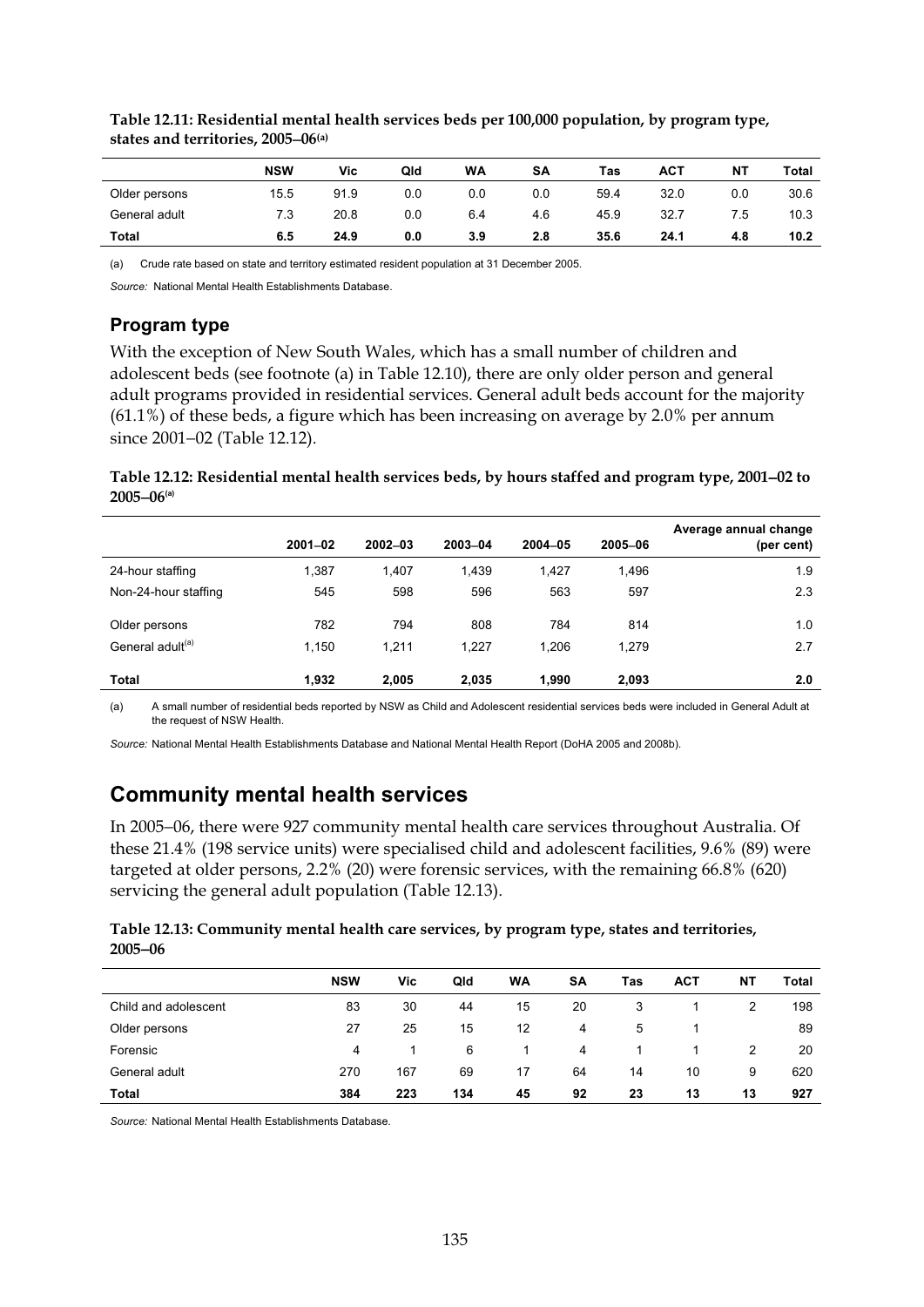**Table 12.11: Residential mental health services beds per 100,000 population, by program type, states and territories, 2005–06(a)**

| | NSW | Vic | Qld | WA | SA | Tas | ACT | NT | Total |
|---|---|---|---|---|---|---|---|---|---|
| Older persons | 15.5 | 91.9 | 0.0 | 0.0 | 0.0 | 59.4 | 32.0 | 0.0 | 30.6 |
| General adult | 7.3 | 20.8 | 0.0 | 6.4 | 4.6 | 45.9 | 32.7 | 7.5 | 10.3 |
| **Total** | **6.5** | **24.9** | **0.0** | **3.9** | **2.8** | **35.6** | **24.1** | **4.8** | **10.2** |

(a) Crude rate based on state and territory estimated resident population at 31 December 2005.

*Source:* National Mental Health Establishments Database.

### Program type

With the exception of New South Wales, which has a small number of children and adolescent beds (see footnote (a) in Table 12.10), there are only older person and general adult programs provided in residential services. General adult beds account for the majority (61.1%) of these beds, a figure which has been increasing on average by 2.0% per annum since 2001–02 (Table 12.12).

**Table 12.12: Residential mental health services beds, by hours staffed and program type, 2001–02 to 2005–06(a)**

| | 2001–02 | 2002–03 | 2003–04 | 2004–05 | 2005–06 | Average annual change (per cent) |
|---|---|---|---|---|---|---|
| 24-hour staffing | 1,387 | 1,407 | 1,439 | 1,427 | 1,496 | 1.9 |
| Non-24-hour staffing | 545 | 598 | 596 | 563 | 597 | 2.3 |
| Older persons | 782 | 794 | 808 | 784 | 814 | 1.0 |
| General adult(a) | 1,150 | 1,211 | 1,227 | 1,206 | 1,279 | 2.7 |
| **Total** | **1,932** | **2,005** | **2,035** | **1,990** | **2,093** | **2.0** |

(a) A small number of residential beds reported by NSW as Child and Adolescent residential services beds were included in General Adult at the request of NSW Health.

*Source:* National Mental Health Establishments Database and National Mental Health Report (DoHA 2005 and 2008b).

## Community mental health services

In 2005–06, there were 927 community mental health care services throughout Australia. Of these 21.4% (198 service units) were specialised child and adolescent facilities, 9.6% (89) were targeted at older persons, 2.2% (20) were forensic services, with the remaining 66.8% (620) servicing the general adult population (Table 12.13).

**Table 12.13: Community mental health care services, by program type, states and territories, 2005–06**

| | NSW | Vic | Qld | WA | SA | Tas | ACT | NT | Total |
|---|---|---|---|---|---|---|---|---|---|
| Child and adolescent | 83 | 30 | 44 | 15 | 20 | 3 | 1 | 2 | 198 |
| Older persons | 27 | 25 | 15 | 12 | 4 | 5 | 1 | | 89 |
| Forensic | 4 | 1 | 6 | 1 | 4 | 1 | 1 | 2 | 20 |
| General adult | 270 | 167 | 69 | 17 | 64 | 14 | 10 | 9 | 620 |
| **Total** | **384** | **223** | **134** | **45** | **92** | **23** | **13** | **13** | **927** |

*Source:* National Mental Health Establishments Database.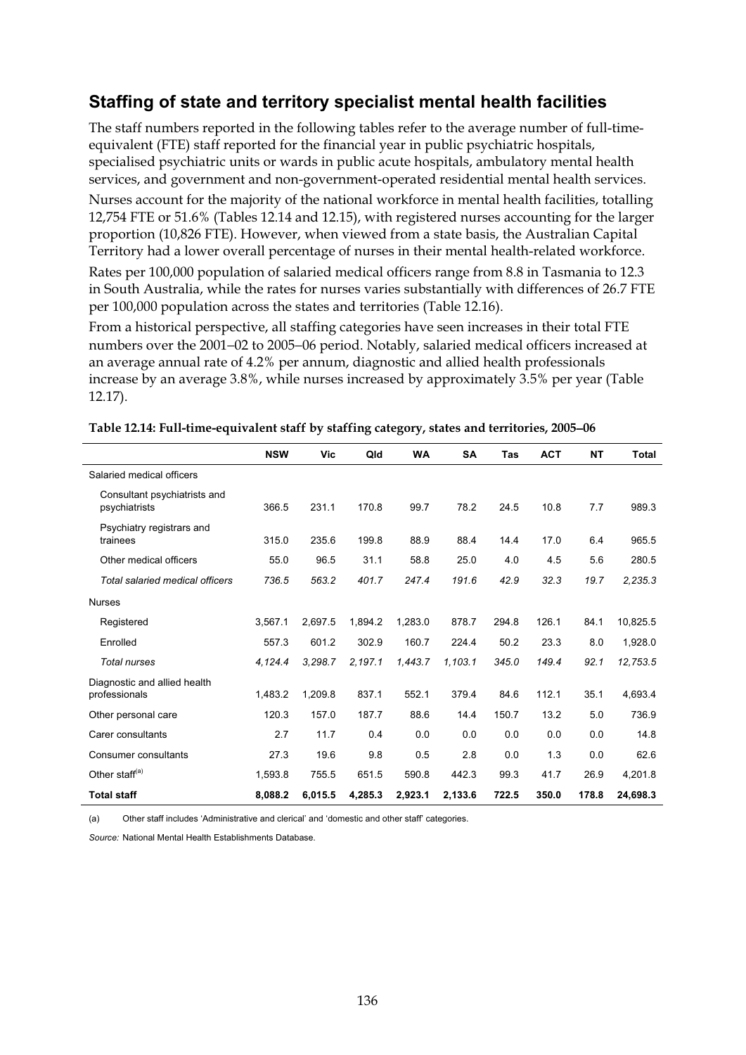## Staffing of state and territory specialist mental health facilities

The staff numbers reported in the following tables refer to the average number of full-time-equivalent (FTE) staff reported for the financial year in public psychiatric hospitals, specialised psychiatric units or wards in public acute hospitals, ambulatory mental health services, and government and non-government-operated residential mental health services.

Nurses account for the majority of the national workforce in mental health facilities, totalling 12,754 FTE or 51.6% (Tables 12.14 and 12.15), with registered nurses accounting for the larger proportion (10,826 FTE). However, when viewed from a state basis, the Australian Capital Territory had a lower overall percentage of nurses in their mental health-related workforce.

Rates per 100,000 population of salaried medical officers range from 8.8 in Tasmania to 12.3 in South Australia, while the rates for nurses varies substantially with differences of 26.7 FTE per 100,000 population across the states and territories (Table 12.16).

From a historical perspective, all staffing categories have seen increases in their total FTE numbers over the 2001–02 to 2005–06 period. Notably, salaried medical officers increased at an average annual rate of 4.2% per annum, diagnostic and allied health professionals increase by an average 3.8%, while nurses increased by approximately 3.5% per year (Table 12.17).

**Table 12.14: Full-time-equivalent staff by staffing category, states and territories, 2005–06**

| | NSW | Vic | Qld | WA | SA | Tas | ACT | NT | Total |
|---|---|---|---|---|---|---|---|---|---|
| Salaried medical officers | | | | | | | | | |
| Consultant psychiatrists and psychiatrists | 366.5 | 231.1 | 170.8 | 99.7 | 78.2 | 24.5 | 10.8 | 7.7 | 989.3 |
| Psychiatry registrars and trainees | 315.0 | 235.6 | 199.8 | 88.9 | 88.4 | 14.4 | 17.0 | 6.4 | 965.5 |
| Other medical officers | 55.0 | 96.5 | 31.1 | 58.8 | 25.0 | 4.0 | 4.5 | 5.6 | 280.5 |
| *Total salaried medical officers* | *736.5* | *563.2* | *401.7* | *247.4* | *191.6* | *42.9* | *32.3* | *19.7* | *2,235.3* |
| Nurses | | | | | | | | | |
| Registered | 3,567.1 | 2,697.5 | 1,894.2 | 1,283.0 | 878.7 | 294.8 | 126.1 | 84.1 | 10,825.5 |
| Enrolled | 557.3 | 601.2 | 302.9 | 160.7 | 224.4 | 50.2 | 23.3 | 8.0 | 1,928.0 |
| *Total nurses* | *4,124.4* | *3,298.7* | *2,197.1* | *1,443.7* | *1,103.1* | *345.0* | *149.4* | *92.1* | *12,753.5* |
| Diagnostic and allied health professionals | 1,483.2 | 1,209.8 | 837.1 | 552.1 | 379.4 | 84.6 | 112.1 | 35.1 | 4,693.4 |
| Other personal care | 120.3 | 157.0 | 187.7 | 88.6 | 14.4 | 150.7 | 13.2 | 5.0 | 736.9 |
| Carer consultants | 2.7 | 11.7 | 0.4 | 0.0 | 0.0 | 0.0 | 0.0 | 0.0 | 14.8 |
| Consumer consultants | 27.3 | 19.6 | 9.8 | 0.5 | 2.8 | 0.0 | 1.3 | 0.0 | 62.6 |
| Other staff[(a)] | 1,593.8 | 755.5 | 651.5 | 590.8 | 442.3 | 99.3 | 41.7 | 26.9 | 4,201.8 |
| **Total staff** | **8,088.2** | **6,015.5** | **4,285.3** | **2,923.1** | **2,133.6** | **722.5** | **350.0** | **178.8** | **24,698.3** |

(a) Other staff includes 'Administrative and clerical' and 'domestic and other staff' categories.

*Source:* National Mental Health Establishments Database.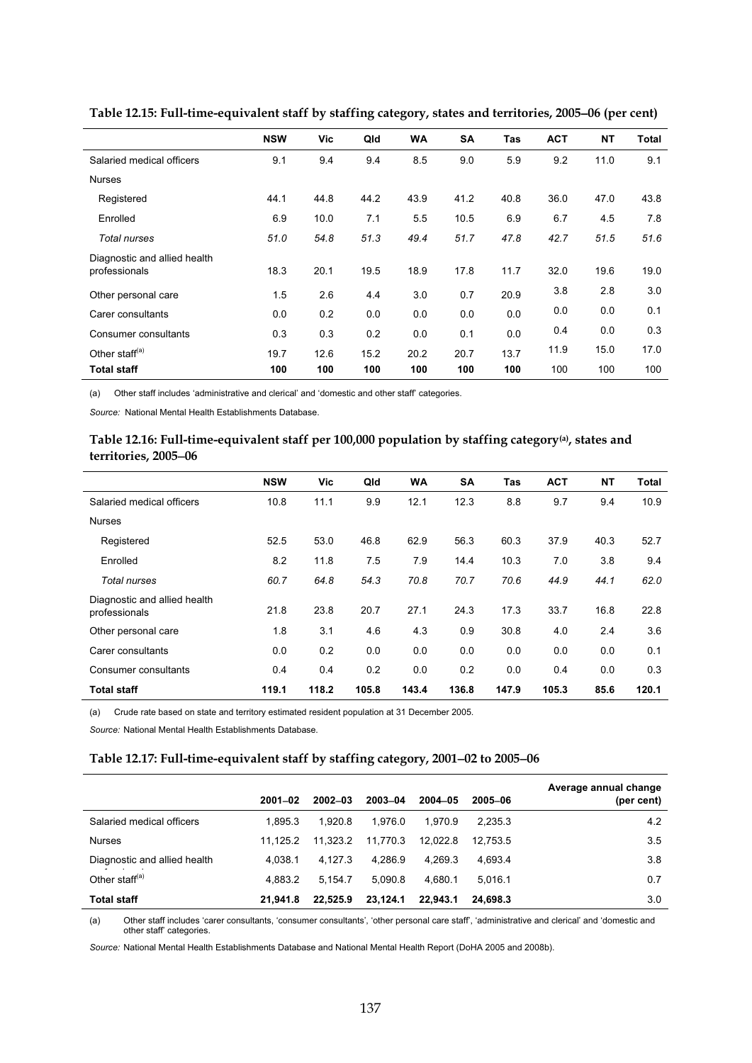**Table 12.15: Full-time-equivalent staff by staffing category, states and territories, 2005–06 (per cent)**

| | NSW | Vic | Qld | WA | SA | Tas | ACT | NT | Total |
|---|---|---|---|---|---|---|---|---|---|
| Salaried medical officers | 9.1 | 9.4 | 9.4 | 8.5 | 9.0 | 5.9 | 9.2 | 11.0 | 9.1 |
| Nurses | | | | | | | | | |
| Registered | 44.1 | 44.8 | 44.2 | 43.9 | 41.2 | 40.8 | 36.0 | 47.0 | 43.8 |
| Enrolled | 6.9 | 10.0 | 7.1 | 5.5 | 10.5 | 6.9 | 6.7 | 4.5 | 7.8 |
| *Total nurses* | *51.0* | *54.8* | *51.3* | *49.4* | *51.7* | *47.8* | *42.7* | *51.5* | *51.6* |
| Diagnostic and allied health professionals | 18.3 | 20.1 | 19.5 | 18.9 | 17.8 | 11.7 | 32.0 | 19.6 | 19.0 |
| Other personal care | 1.5 | 2.6 | 4.4 | 3.0 | 0.7 | 20.9 | 3.8 | 2.8 | 3.0 |
| Carer consultants | 0.0 | 0.2 | 0.0 | 0.0 | 0.0 | 0.0 | 0.0 | 0.0 | 0.1 |
| Consumer consultants | 0.3 | 0.3 | 0.2 | 0.0 | 0.1 | 0.0 | 0.4 | 0.0 | 0.3 |
| Other staff[(a)] | 19.7 | 12.6 | 15.2 | 20.2 | 20.7 | 13.7 | 11.9 | 15.0 | 17.0 |
| **Total staff** | **100** | **100** | **100** | **100** | **100** | **100** | 100 | 100 | 100 |

(a) Other staff includes 'administrative and clerical' and 'domestic and other staff' categories.

*Source:* National Mental Health Establishments Database.

**Table 12.16: Full-time-equivalent staff per 100,000 population by staffing category[(a)], states and territories, 2005–06**

| | NSW | Vic | Qld | WA | SA | Tas | ACT | NT | Total |
|---|---|---|---|---|---|---|---|---|---|
| Salaried medical officers | 10.8 | 11.1 | 9.9 | 12.1 | 12.3 | 8.8 | 9.7 | 9.4 | 10.9 |
| Nurses | | | | | | | | | |
| Registered | 52.5 | 53.0 | 46.8 | 62.9 | 56.3 | 60.3 | 37.9 | 40.3 | 52.7 |
| Enrolled | 8.2 | 11.8 | 7.5 | 7.9 | 14.4 | 10.3 | 7.0 | 3.8 | 9.4 |
| *Total nurses* | *60.7* | *64.8* | *54.3* | *70.8* | *70.7* | *70.6* | *44.9* | *44.1* | *62.0* |
| Diagnostic and allied health professionals | 21.8 | 23.8 | 20.7 | 27.1 | 24.3 | 17.3 | 33.7 | 16.8 | 22.8 |
| Other personal care | 1.8 | 3.1 | 4.6 | 4.3 | 0.9 | 30.8 | 4.0 | 2.4 | 3.6 |
| Carer consultants | 0.0 | 0.2 | 0.0 | 0.0 | 0.0 | 0.0 | 0.0 | 0.0 | 0.1 |
| Consumer consultants | 0.4 | 0.4 | 0.2 | 0.0 | 0.2 | 0.0 | 0.4 | 0.0 | 0.3 |
| **Total staff** | **119.1** | **118.2** | **105.8** | **143.4** | **136.8** | **147.9** | **105.3** | **85.6** | **120.1** |

(a) Crude rate based on state and territory estimated resident population at 31 December 2005.

*Source:* National Mental Health Establishments Database.

**Table 12.17: Full-time-equivalent staff by staffing category, 2001–02 to 2005–06**

| | 2001–02 | 2002–03 | 2003–04 | 2004–05 | 2005–06 | Average annual change (per cent) |
|---|---|---|---|---|---|---|
| Salaried medical officers | 1,895.3 | 1,920.8 | 1,976.0 | 1,970.9 | 2,235.3 | 4.2 |
| Nurses | 11,125.2 | 11,323.2 | 11,770.3 | 12,022.8 | 12,753.5 | 3.5 |
| Diagnostic and allied health professionals | 4,038.1 | 4,127.3 | 4,286.9 | 4,269.3 | 4,693.4 | 3.8 |
| Other staff[(a)] | 4,883.2 | 5,154.7 | 5,090.8 | 4,680.1 | 5,016.1 | 0.7 |
| **Total staff** | **21,941.8** | **22,525.9** | **23,124.1** | **22,943.1** | **24,698.3** | 3.0 |

(a) Other staff includes 'carer consultants, 'consumer consultants', 'other personal care staff', 'administrative and clerical' and 'domestic and other staff' categories.

*Source:* National Mental Health Establishments Database and National Mental Health Report (DoHA 2005 and 2008b).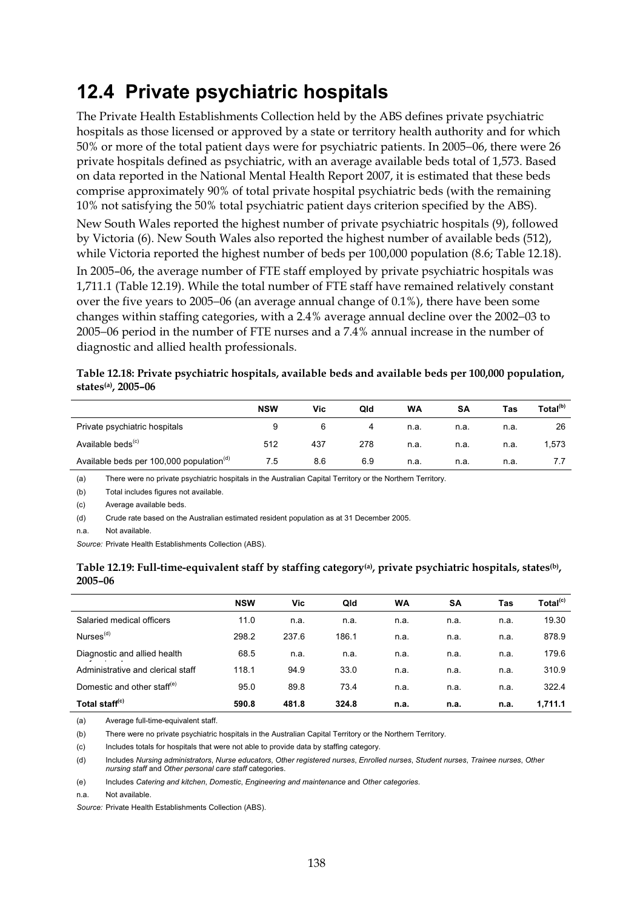## 12.4 Private psychiatric hospitals

The Private Health Establishments Collection held by the ABS defines private psychiatric hospitals as those licensed or approved by a state or territory health authority and for which 50% or more of the total patient days were for psychiatric patients. In 2005–06, there were 26 private hospitals defined as psychiatric, with an average available beds total of 1,573. Based on data reported in the National Mental Health Report 2007, it is estimated that these beds comprise approximately 90% of total private hospital psychiatric beds (with the remaining 10% not satisfying the 50% total psychiatric patient days criterion specified by the ABS).

New South Wales reported the highest number of private psychiatric hospitals (9), followed by Victoria (6). New South Wales also reported the highest number of available beds (512), while Victoria reported the highest number of beds per 100,000 population (8.6; Table 12.18).

In 2005–06, the average number of FTE staff employed by private psychiatric hospitals was 1,711.1 (Table 12.19). While the total number of FTE staff have remained relatively constant over the five years to 2005–06 (an average annual change of 0.1%), there have been some changes within staffing categories, with a 2.4% average annual decline over the 2002–03 to 2005–06 period in the number of FTE nurses and a 7.4% annual increase in the number of diagnostic and allied health professionals.

**Table 12.18: Private psychiatric hospitals, available beds and available beds per 100,000 population, states[(a)], 2005–06**

| | NSW | Vic | Qld | WA | SA | Tas | Total[(b)] |
|---|---|---|---|---|---|---|---|
| Private psychiatric hospitals | 9 | 6 | 4 | n.a. | n.a. | n.a. | 26 |
| Available beds[(c)] | 512 | 437 | 278 | n.a. | n.a. | n.a. | 1,573 |
| Available beds per 100,000 population[(d)] | 7.5 | 8.6 | 6.9 | n.a. | n.a. | n.a. | 7.7 |

(a) There were no private psychiatric hospitals in the Australian Capital Territory or the Northern Territory.

(b) Total includes figures not available.

(c) Average available beds.

(d) Crude rate based on the Australian estimated resident population as at 31 December 2005.

n.a. Not available.

*Source:* Private Health Establishments Collection (ABS).

**Table 12.19: Full-time-equivalent staff by staffing category[(a)], private psychiatric hospitals, states[(b)], 2005–06**

| | NSW | Vic | Qld | WA | SA | Tas | Total[(c)] |
|---|---|---|---|---|---|---|---|
| Salaried medical officers | 11.0 | n.a. | n.a. | n.a. | n.a. | n.a. | 19.30 |
| Nurses[(d)] | 298.2 | 237.6 | 186.1 | n.a. | n.a. | n.a. | 878.9 |
| Diagnostic and allied health professionals | 68.5 | n.a. | n.a. | n.a. | n.a. | n.a. | 179.6 |
| Administrative and clerical staff | 118.1 | 94.9 | 33.0 | n.a. | n.a. | n.a. | 310.9 |
| Domestic and other staff[(e)] | 95.0 | 89.8 | 73.4 | n.a. | n.a. | n.a. | 322.4 |
| **Total staff[(c)]** | **590.8** | **481.8** | **324.8** | **n.a.** | **n.a.** | **n.a.** | **1,711.1** |

(a) Average full-time-equivalent staff.

(b) There were no private psychiatric hospitals in the Australian Capital Territory or the Northern Territory.

(c) Includes totals for hospitals that were not able to provide data by staffing category.

(d) Includes *Nursing administrators*, *Nurse educators*, *Other registered nurses*, *Enrolled nurses*, *Student nurses*, *Trainee nurses*, *Other nursing staff* and *Other personal care staff* categories.

(e) Includes *Catering and kitchen*, *Domestic*, *Engineering and maintenance* and *Other categories*.

n.a. Not available.

*Source:* Private Health Establishments Collection (ABS).